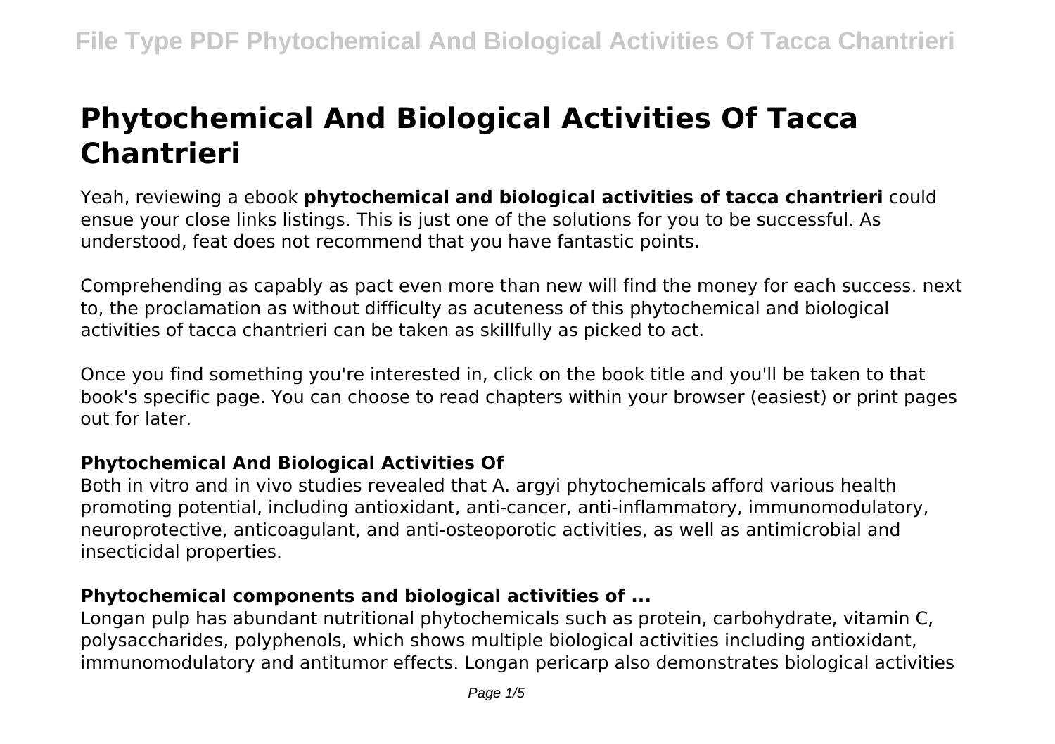# Phytochemical And Biological Activities Of Tacca Chantrieri

Yeah, reviewing a ebook **phytochemical and biological activities of tacca chantrieri** could ensue your close links listings. This is just one of the solutions for you to be successful. As understood, feat does not recommend that you have fantastic points.

Comprehending as capably as pact even more than new will find the money for each success. next to, the proclamation as without difficulty as acuteness of this phytochemical and biological activities of tacca chantrieri can be taken as skillfully as picked to act.

Once you find something you're interested in, click on the book title and you'll be taken to that book's specific page. You can choose to read chapters within your browser (easiest) or print pages out for later.

### Phytochemical And Biological Activities Of

Both in vitro and in vivo studies revealed that A. argyi phytochemicals afford various health promoting potential, including antioxidant, anti-cancer, anti-inflammatory, immunomodulatory, neuroprotective, anticoagulant, and anti-osteoporotic activities, as well as antimicrobial and insecticidal properties.

### Phytochemical components and biological activities of ...

Longan pulp has abundant nutritional phytochemicals such as protein, carbohydrate, vitamin C, polysaccharides, polyphenols, which shows multiple biological activities including antioxidant, immunomodulatory and antitumor effects. Longan pericarp also demonstrates biological activities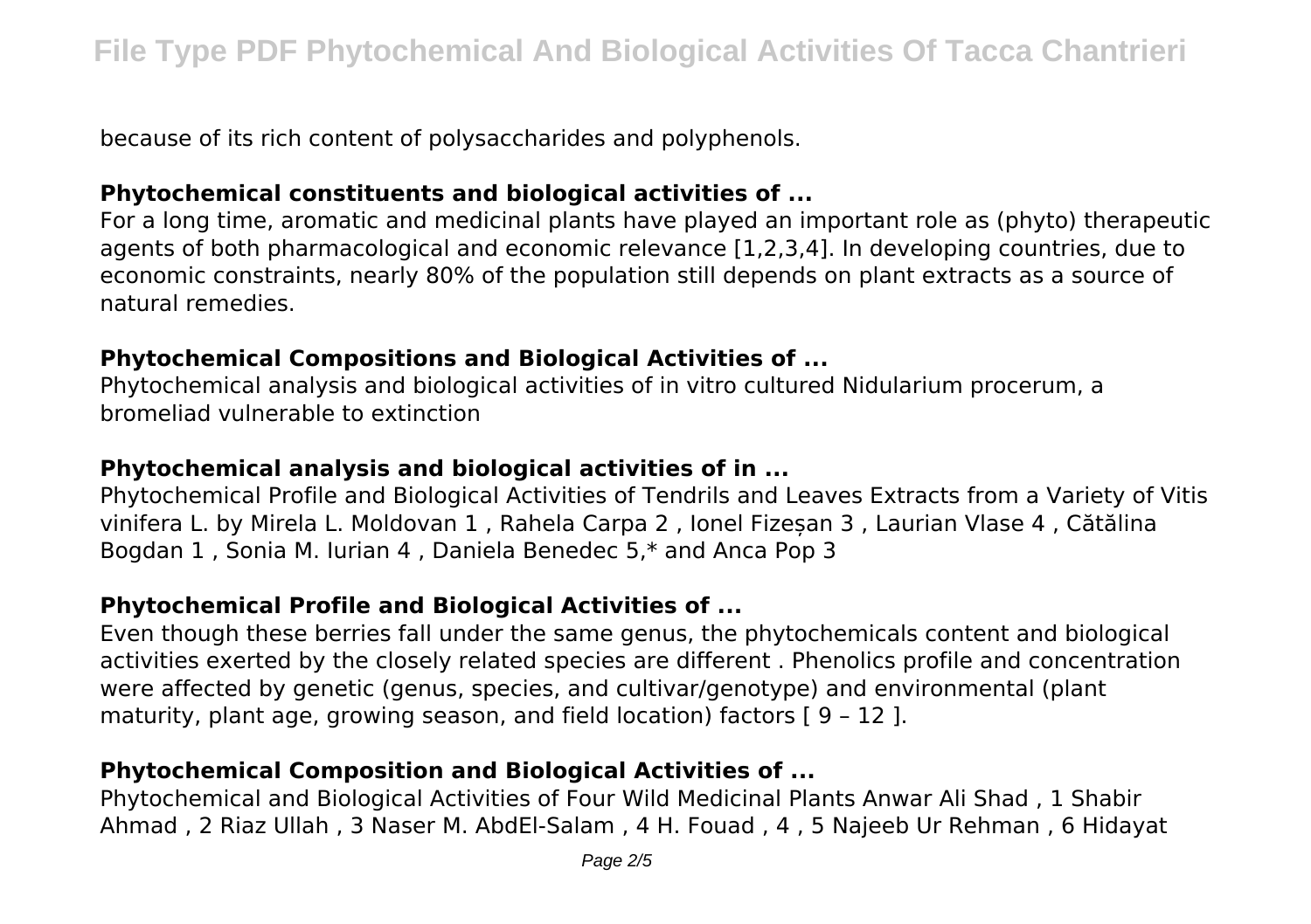because of its rich content of polysaccharides and polyphenols.

### Phytochemical constituents and biological activities of ...

For a long time, aromatic and medicinal plants have played an important role as (phyto) therapeutic agents of both pharmacological and economic relevance [1,2,3,4]. In developing countries, due to economic constraints, nearly 80% of the population still depends on plant extracts as a source of natural remedies.

### Phytochemical Compositions and Biological Activities of ...

Phytochemical analysis and biological activities of in vitro cultured Nidularium procerum, a bromeliad vulnerable to extinction

### Phytochemical analysis and biological activities of in ...

Phytochemical Profile and Biological Activities of Tendrils and Leaves Extracts from a Variety of Vitis vinifera L. by Mirela L. Moldovan 1 , Rahela Carpa 2 , Ionel Fizeșan 3 , Laurian Vlase 4 , Cătălina Bogdan 1 , Sonia M. Iurian 4 , Daniela Benedec 5,* and Anca Pop 3

### Phytochemical Profile and Biological Activities of ...

Even though these berries fall under the same genus, the phytochemicals content and biological activities exerted by the closely related species are different . Phenolics profile and concentration were affected by genetic (genus, species, and cultivar/genotype) and environmental (plant maturity, plant age, growing season, and field location) factors [ 9 – 12 ].

### Phytochemical Composition and Biological Activities of ...

Phytochemical and Biological Activities of Four Wild Medicinal Plants Anwar Ali Shad , 1 Shabir Ahmad , 2 Riaz Ullah , 3 Naser M. AbdEl-Salam , 4 H. Fouad , 4 , 5 Najeeb Ur Rehman , 6 Hidayat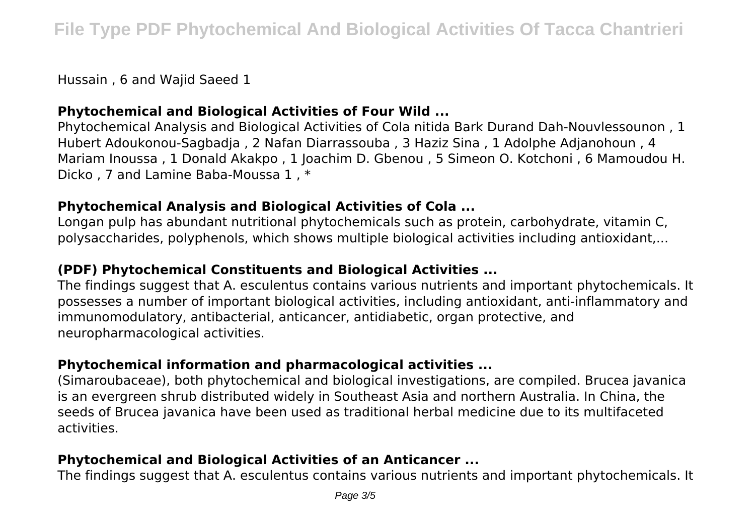Hussain , 6 and Wajid Saeed 1

### Phytochemical and Biological Activities of Four Wild ...

Phytochemical Analysis and Biological Activities of Cola nitida Bark Durand Dah-Nouvlessounon , 1 Hubert Adoukonou-Sagbadja , 2 Nafan Diarrassouba , 3 Haziz Sina , 1 Adolphe Adjanohoun , 4 Mariam Inoussa , 1 Donald Akakpo , 1 Joachim D. Gbenou , 5 Simeon O. Kotchoni , 6 Mamoudou H. Dicko , 7 and Lamine Baba-Moussa 1 , *

### Phytochemical Analysis and Biological Activities of Cola ...

Longan pulp has abundant nutritional phytochemicals such as protein, carbohydrate, vitamin C, polysaccharides, polyphenols, which shows multiple biological activities including antioxidant,...

### (PDF) Phytochemical Constituents and Biological Activities ...

The findings suggest that A. esculentus contains various nutrients and important phytochemicals. It possesses a number of important biological activities, including antioxidant, anti-inflammatory and immunomodulatory, antibacterial, anticancer, antidiabetic, organ protective, and neuropharmacological activities.

### Phytochemical information and pharmacological activities ...

(Simaroubaceae), both phytochemical and biological investigations, are compiled. Brucea javanica is an evergreen shrub distributed widely in Southeast Asia and northern Australia. In China, the seeds of Brucea javanica have been used as traditional herbal medicine due to its multifaceted activities.

### Phytochemical and Biological Activities of an Anticancer ...

The findings suggest that A. esculentus contains various nutrients and important phytochemicals. It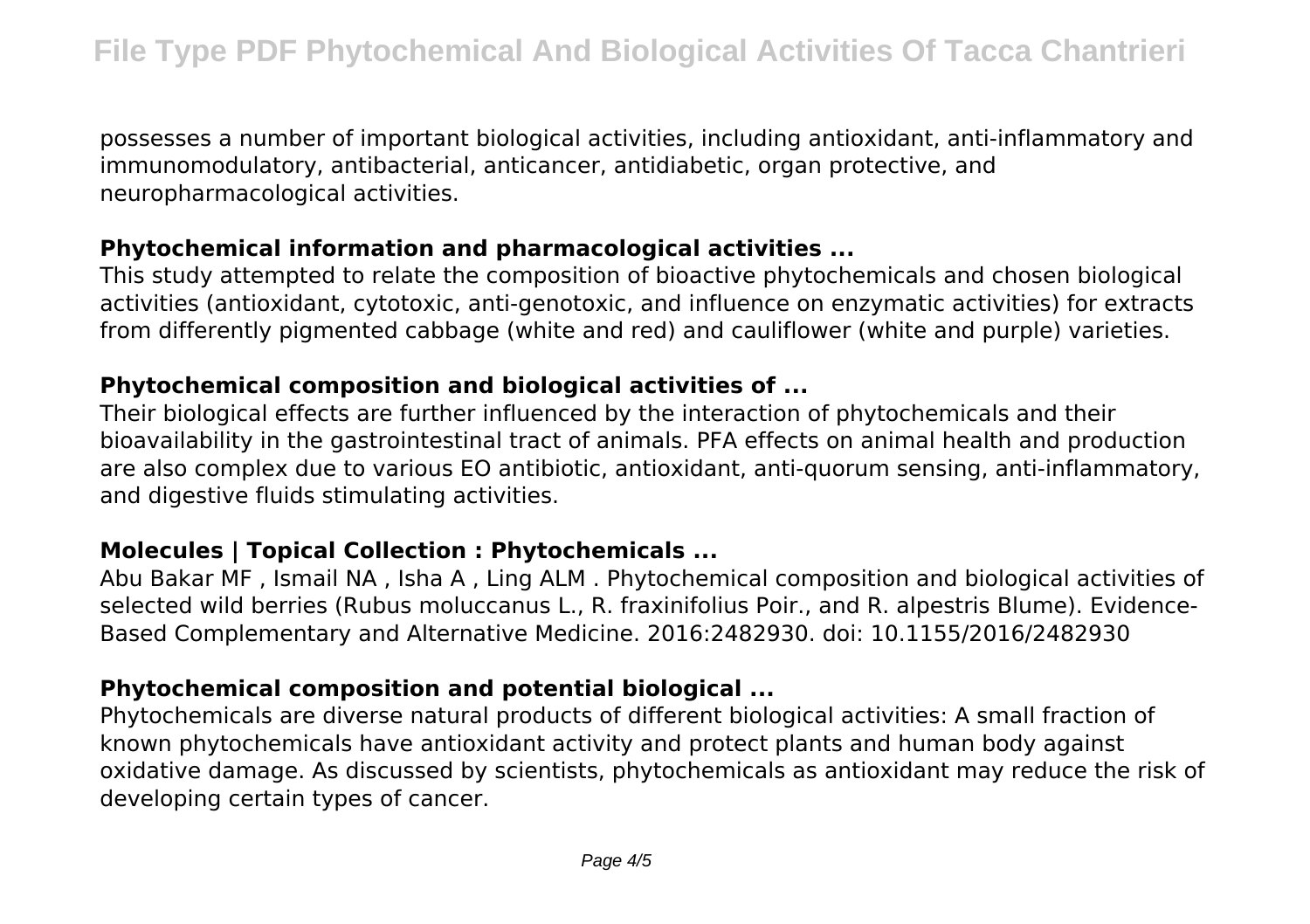possesses a number of important biological activities, including antioxidant, anti-inflammatory and immunomodulatory, antibacterial, anticancer, antidiabetic, organ protective, and neuropharmacological activities.

### Phytochemical information and pharmacological activities ...

This study attempted to relate the composition of bioactive phytochemicals and chosen biological activities (antioxidant, cytotoxic, anti-genotoxic, and influence on enzymatic activities) for extracts from differently pigmented cabbage (white and red) and cauliflower (white and purple) varieties.

### Phytochemical composition and biological activities of ...

Their biological effects are further influenced by the interaction of phytochemicals and their bioavailability in the gastrointestinal tract of animals. PFA effects on animal health and production are also complex due to various EO antibiotic, antioxidant, anti-quorum sensing, anti-inflammatory, and digestive fluids stimulating activities.

### Molecules | Topical Collection : Phytochemicals ...

Abu Bakar MF , Ismail NA , Isha A , Ling ALM . Phytochemical composition and biological activities of selected wild berries (Rubus moluccanus L., R. fraxinifolius Poir., and R. alpestris Blume). Evidence-Based Complementary and Alternative Medicine. 2016:2482930. doi: 10.1155/2016/2482930

### Phytochemical composition and potential biological ...

Phytochemicals are diverse natural products of different biological activities: A small fraction of known phytochemicals have antioxidant activity and protect plants and human body against oxidative damage. As discussed by scientists, phytochemicals as antioxidant may reduce the risk of developing certain types of cancer.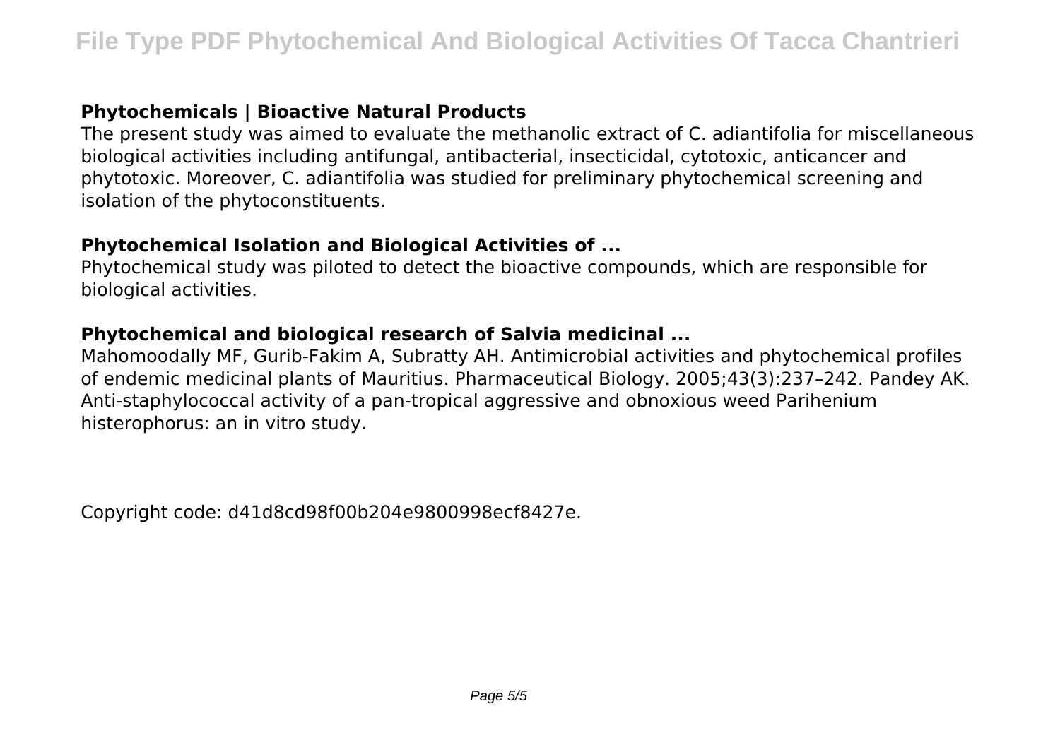## Phytochemicals | Bioactive Natural Products

The present study was aimed to evaluate the methanolic extract of C. adiantifolia for miscellaneous biological activities including antifungal, antibacterial, insecticidal, cytotoxic, anticancer and phytotoxic. Moreover, C. adiantifolia was studied for preliminary phytochemical screening and isolation of the phytoconstituents.

## Phytochemical Isolation and Biological Activities of ...

Phytochemical study was piloted to detect the bioactive compounds, which are responsible for biological activities.

## Phytochemical and biological research of Salvia medicinal ...

Mahomoodally MF, Gurib-Fakim A, Subratty AH. Antimicrobial activities and phytochemical profiles of endemic medicinal plants of Mauritius. Pharmaceutical Biology. 2005;43(3):237–242. Pandey AK. Anti-staphylococcal activity of a pan-tropical aggressive and obnoxious weed Parihenium histerophorus: an in vitro study.

Copyright code: d41d8cd98f00b204e9800998ecf8427e.